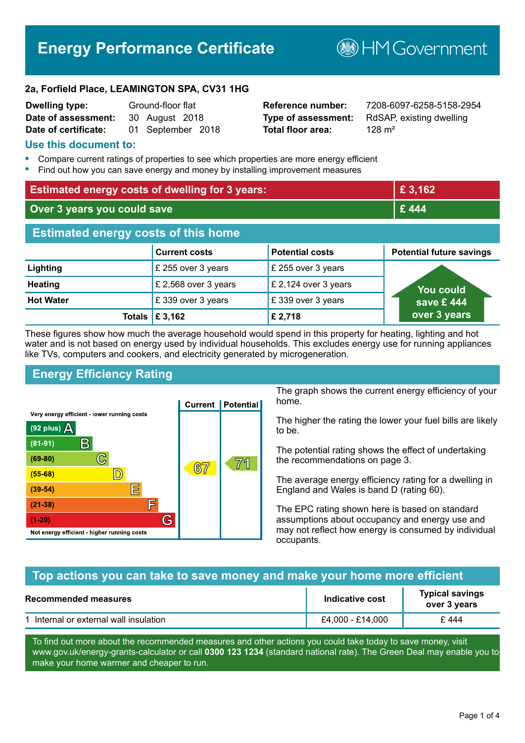# Energy Performance Certificate

HM Government

**2a, Forfield Place, LEAMINGTON SPA, CV31 1HG**

| | | | |
|---|---|---|---|
| **Dwelling type:** | Ground-floor flat | **Reference number:** | 7208-6097-6258-5158-2954 |
| **Date of assessment:** | 30 August 2018 | **Type of assessment:** | RdSAP, existing dwelling |
| **Date of certificate:** | 01 September 2018 | **Total floor area:** | 128 m² |

## Use this document to:

- Compare current ratings of properties to see which properties are more energy efficient
- Find out how you can save energy and money by installing improvement measures

| | |
|---|---|
| **Estimated energy costs of dwelling for 3 years:** | **£ 3,162** |
| **Over 3 years you could save** | **£ 444** |

## Estimated energy costs of this home

| | Current costs | Potential costs | Potential future savings |
|---|---|---|---|
| **Lighting** | £ 255 over 3 years | £ 255 over 3 years | You could save £ 444 over 3 years |
| **Heating** | £ 2,568 over 3 years | £ 2,124 over 3 years | |
| **Hot Water** | £ 339 over 3 years | £ 339 over 3 years | |
| **Totals** | **£ 3,162** | **£ 2,718** | |

These figures show how much the average household would spend in this property for heating, lighting and hot water and is not based on energy used by individual households. This excludes energy use for running appliances like TVs, computers and cookers, and electricity generated by microgeneration.

## Energy Efficiency Rating

| Rating band | Current | Potential |
|---|---|---|
| Very energy efficient - lower running costs | | |
| (92 plus) A | | |
| (81-91) B | | |
| (69-80) C | | 71 |
| (55-68) D | 67 | |
| (39-54) E | | |
| (21-38) F | | |
| (1-20) G | | |
| Not energy efficient - higher running costs | | |

The graph shows the current energy efficiency of your home.

The higher the rating the lower your fuel bills are likely to be.

The potential rating shows the effect of undertaking the recommendations on page 3.

The average energy efficiency rating for a dwelling in England and Wales is band D (rating 60).

The EPC rating shown here is based on standard assumptions about occupancy and energy use and may not reflect how energy is consumed by individual occupants.

## Top actions you can take to save money and make your home more efficient

| Recommended measures | Indicative cost | Typical savings over 3 years |
|---|---|---|
| 1 Internal or external wall insulation | £4,000 - £14,000 | £ 444 |

To find out more about the recommended measures and other actions you could take today to save money, visit www.gov.uk/energy-grants-calculator or call **0300 123 1234** (standard national rate). The Green Deal may enable you to make your home warmer and cheaper to run.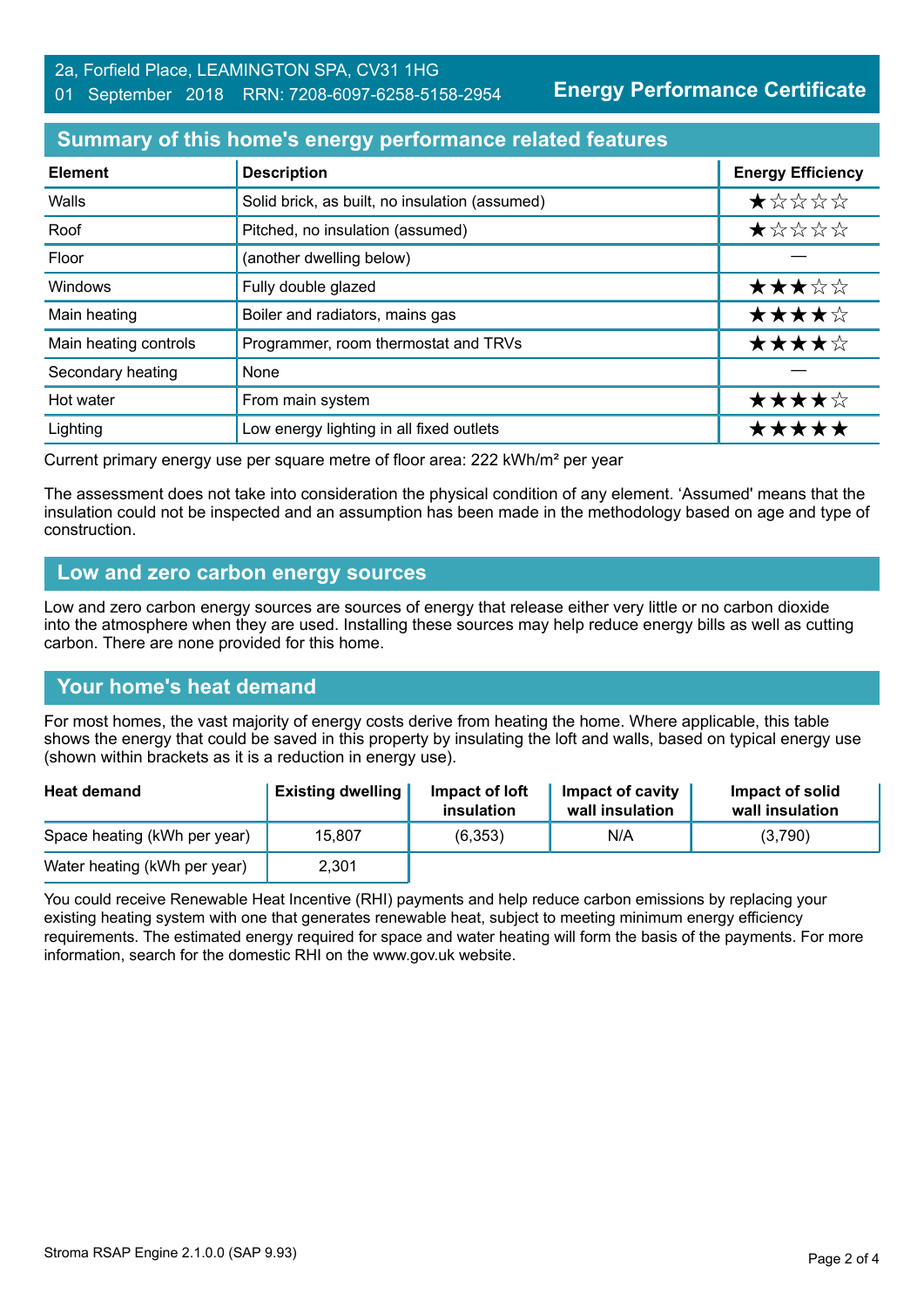2a, Forfield Place, LEAMINGTON SPA, CV31 1HG
01 September 2018 RRN: 7208-6097-6258-5158-2954

**Energy Performance Certificate**

## Summary of this home's energy performance related features

| Element | Description | Energy Efficiency |
|---|---|---|
| Walls | Solid brick, as built, no insulation (assumed) | ★☆☆☆☆ |
| Roof | Pitched, no insulation (assumed) | ★☆☆☆☆ |
| Floor | (another dwelling below) | — |
| Windows | Fully double glazed | ★★★☆☆ |
| Main heating | Boiler and radiators, mains gas | ★★★★☆ |
| Main heating controls | Programmer, room thermostat and TRVs | ★★★★☆ |
| Secondary heating | None | — |
| Hot water | From main system | ★★★★☆ |
| Lighting | Low energy lighting in all fixed outlets | ★★★★★ |

Current primary energy use per square metre of floor area: 222 kWh/m² per year

The assessment does not take into consideration the physical condition of any element. 'Assumed' means that the insulation could not be inspected and an assumption has been made in the methodology based on age and type of construction.

## Low and zero carbon energy sources

Low and zero carbon energy sources are sources of energy that release either very little or no carbon dioxide into the atmosphere when they are used. Installing these sources may help reduce energy bills as well as cutting carbon. There are none provided for this home.

## Your home's heat demand

For most homes, the vast majority of energy costs derive from heating the home. Where applicable, this table shows the energy that could be saved in this property by insulating the loft and walls, based on typical energy use (shown within brackets as it is a reduction in energy use).

| Heat demand | Existing dwelling | Impact of loft insulation | Impact of cavity wall insulation | Impact of solid wall insulation |
|---|---|---|---|---|
| Space heating (kWh per year) | 15,807 | (6,353) | N/A | (3,790) |
| Water heating (kWh per year) | 2,301 | | | |

You could receive Renewable Heat Incentive (RHI) payments and help reduce carbon emissions by replacing your existing heating system with one that generates renewable heat, subject to meeting minimum energy efficiency requirements. The estimated energy required for space and water heating will form the basis of the payments. For more information, search for the domestic RHI on the www.gov.uk website.

Stroma RSAP Engine 2.1.0.0 (SAP 9.93)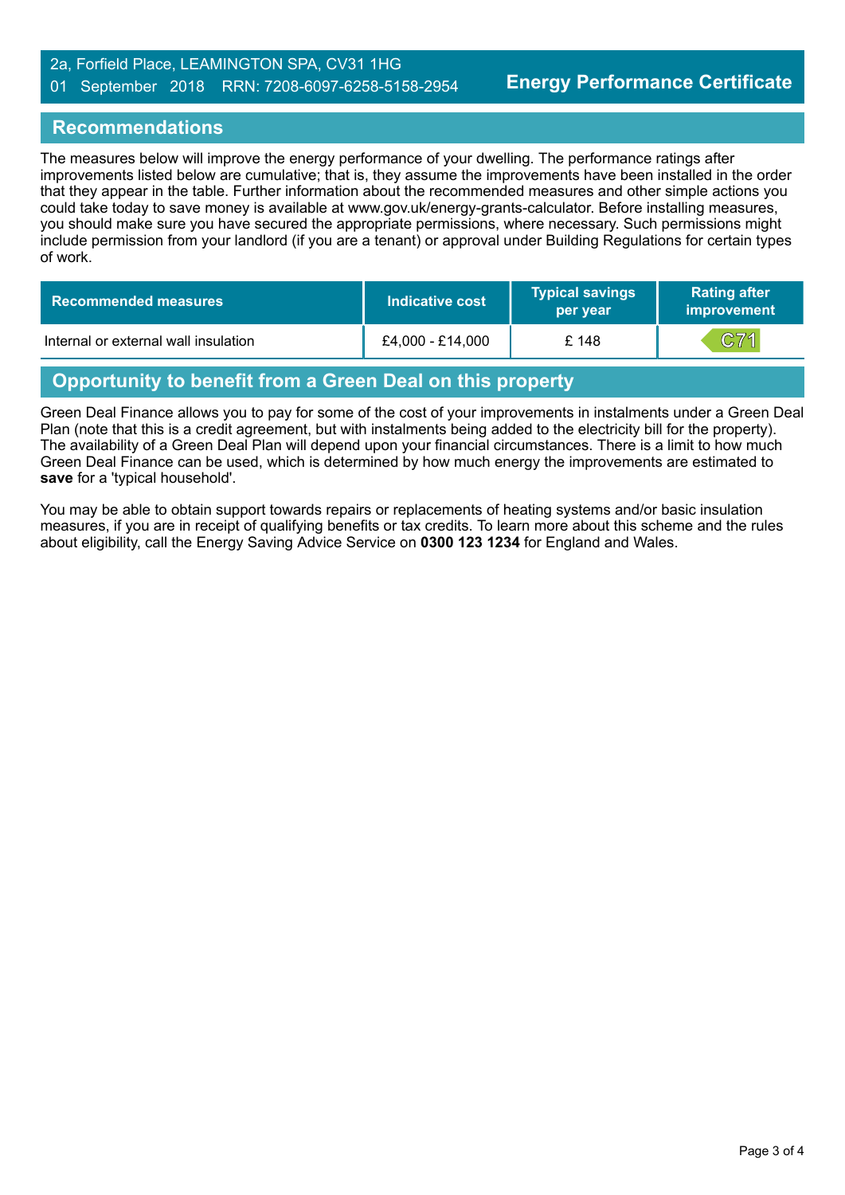2a, Forfield Place, LEAMINGTON SPA, CV31 1HG
01 September 2018 RRN: 7208-6097-6258-5158-2954

**Energy Performance Certificate**

## Recommendations

The measures below will improve the energy performance of your dwelling. The performance ratings after improvements listed below are cumulative; that is, they assume the improvements have been installed in the order that they appear in the table. Further information about the recommended measures and other simple actions you could take today to save money is available at www.gov.uk/energy-grants-calculator. Before installing measures, you should make sure you have secured the appropriate permissions, where necessary. Such permissions might include permission from your landlord (if you are a tenant) or approval under Building Regulations for certain types of work.

| Recommended measures | Indicative cost | Typical savings per year | Rating after improvement |
|---|---|---|---|
| Internal or external wall insulation | £4,000 - £14,000 | £ 148 | C71 |

## Opportunity to benefit from a Green Deal on this property

Green Deal Finance allows you to pay for some of the cost of your improvements in instalments under a Green Deal Plan (note that this is a credit agreement, but with instalments being added to the electricity bill for the property). The availability of a Green Deal Plan will depend upon your financial circumstances. There is a limit to how much Green Deal Finance can be used, which is determined by how much energy the improvements are estimated to **save** for a 'typical household'.

You may be able to obtain support towards repairs or replacements of heating systems and/or basic insulation measures, if you are in receipt of qualifying benefits or tax credits. To learn more about this scheme and the rules about eligibility, call the Energy Saving Advice Service on **0300 123 1234** for England and Wales.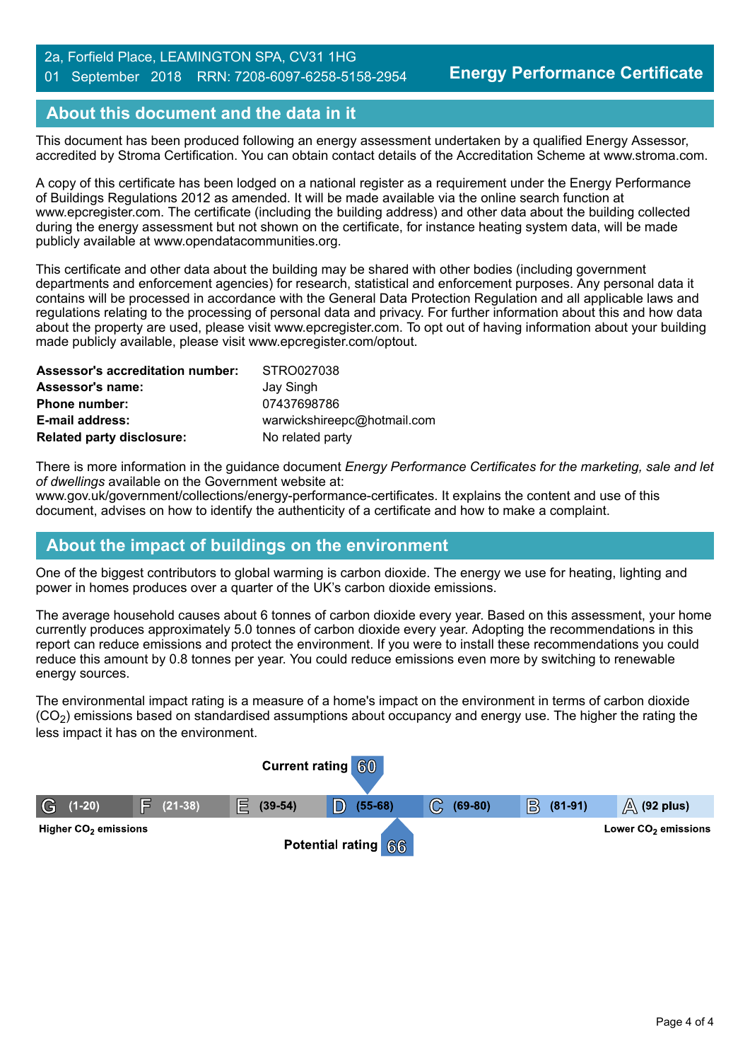2a, Forfield Place, LEAMINGTON SPA, CV31 1HG
01 September 2018 RRN: 7208-6097-6258-5158-2954

**Energy Performance Certificate**

## About this document and the data in it

This document has been produced following an energy assessment undertaken by a qualified Energy Assessor, accredited by Stroma Certification. You can obtain contact details of the Accreditation Scheme at www.stroma.com.

A copy of this certificate has been lodged on a national register as a requirement under the Energy Performance of Buildings Regulations 2012 as amended. It will be made available via the online search function at www.epcregister.com. The certificate (including the building address) and other data about the building collected during the energy assessment but not shown on the certificate, for instance heating system data, will be made publicly available at www.opendatacommunities.org.

This certificate and other data about the building may be shared with other bodies (including government departments and enforcement agencies) for research, statistical and enforcement purposes. Any personal data it contains will be processed in accordance with the General Data Protection Regulation and all applicable laws and regulations relating to the processing of personal data and privacy. For further information about this and how data about the property are used, please visit www.epcregister.com. To opt out of having information about your building made publicly available, please visit www.epcregister.com/optout.

| | |
|---|---|
| **Assessor's accreditation number:** | STRO027038 |
| **Assessor's name:** | Jay Singh |
| **Phone number:** | 07437698786 |
| **E-mail address:** | warwickshireepc@hotmail.com |
| **Related party disclosure:** | No related party |

There is more information in the guidance document *Energy Performance Certificates for the marketing, sale and let of dwellings* available on the Government website at: www.gov.uk/government/collections/energy-performance-certificates. It explains the content and use of this document, advises on how to identify the authenticity of a certificate and how to make a complaint.

## About the impact of buildings on the environment

One of the biggest contributors to global warming is carbon dioxide. The energy we use for heating, lighting and power in homes produces over a quarter of the UK's carbon dioxide emissions.

The average household causes about 6 tonnes of carbon dioxide every year. Based on this assessment, your home currently produces approximately 5.0 tonnes of carbon dioxide every year. Adopting the recommendations in this report can reduce emissions and protect the environment. If you were to install these recommendations you could reduce this amount by 0.8 tonnes per year. You could reduce emissions even more by switching to renewable energy sources.

The environmental impact rating is a measure of a home's impact on the environment in terms of carbon dioxide ($CO_2$) emissions based on standardised assumptions about occupancy and energy use. The higher the rating the less impact it has on the environment.

Current rating 60

G (1-20) F (21-38) E (39-54) D (55-68) C (69-80) B (81-91) A (92 plus)

Higher $CO_2$ emissions

Lower $CO_2$ emissions

Potential rating 66